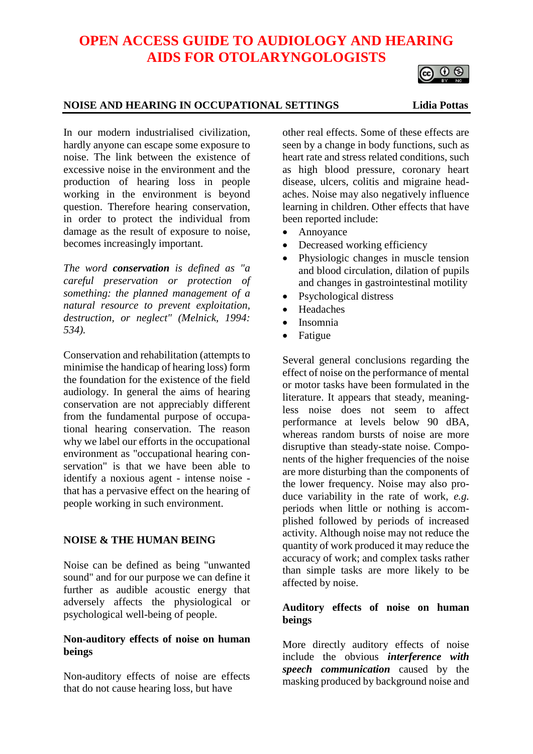# OPEN ACCESS GUIDE TO AUDIOLOGY AND HEARING AIDS FOR OTOLARYNGOLOGISTS

## NOISE AND HEARING IN OCCUPATIONAL SETTINGS

**Lidia Pottas**

In our modern industrialised civilization, hardly anyone can escape some exposure to noise. The link between the existence of excessive noise in the environment and the production of hearing loss in people working in the environment is beyond question. Therefore hearing conservation, in order to protect the individual from damage as the result of exposure to noise, becomes increasingly important.

*The word **conservation** is defined as "a careful preservation or protection of something: the planned management of a natural resource to prevent exploitation, destruction, or neglect" (Melnick, 1994: 534).*

Conservation and rehabilitation (attempts to minimise the handicap of hearing loss) form the foundation for the existence of the field audiology. In general the aims of hearing conservation are not appreciably different from the fundamental purpose of occupational hearing conservation. The reason why we label our efforts in the occupational environment as "occupational hearing conservation" is that we have been able to identify a noxious agent - intense noise - that has a pervasive effect on the hearing of people working in such environment.

## NOISE & THE HUMAN BEING

Noise can be defined as being "unwanted sound" and for our purpose we can define it further as audible acoustic energy that adversely affects the physiological or psychological well-being of people.

### Non-auditory effects of noise on human beings

Non-auditory effects of noise are effects that do not cause hearing loss, but have other real effects. Some of these effects are seen by a change in body functions, such as heart rate and stress related conditions, such as high blood pressure, coronary heart disease, ulcers, colitis and migraine headaches. Noise may also negatively influence learning in children. Other effects that have been reported include:

- Annoyance
- Decreased working efficiency
- Physiologic changes in muscle tension and blood circulation, dilation of pupils and changes in gastrointestinal motility
- Psychological distress
- Headaches
- Insomnia
- Fatigue

Several general conclusions regarding the effect of noise on the performance of mental or motor tasks have been formulated in the literature. It appears that steady, meaningless noise does not seem to affect performance at levels below 90 dBA, whereas random bursts of noise are more disruptive than steady-state noise. Components of the higher frequencies of the noise are more disturbing than the components of the lower frequency. Noise may also produce variability in the rate of work, *e.g.* periods when little or nothing is accomplished followed by periods of increased activity. Although noise may not reduce the quantity of work produced it may reduce the accuracy of work; and complex tasks rather than simple tasks are more likely to be affected by noise.

### Auditory effects of noise on human beings

More directly auditory effects of noise include the obvious ***interference with speech communication*** caused by the masking produced by background noise and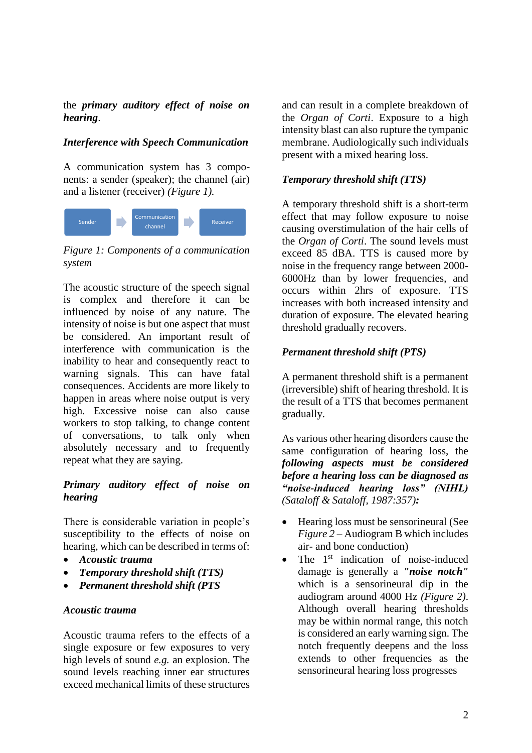the ***primary auditory effect of noise on hearing***.

### *Interference with Speech Communication*

A communication system has 3 components: a sender (speaker); the channel (air) and a listener (receiver) *(Figure 1).*

Sender → Communication channel → Receiver

*Figure 1: Components of a communication system*

The acoustic structure of the speech signal is complex and therefore it can be influenced by noise of any nature. The intensity of noise is but one aspect that must be considered. An important result of interference with communication is the inability to hear and consequently react to warning signals. This can have fatal consequences. Accidents are more likely to happen in areas where noise output is very high. Excessive noise can also cause workers to stop talking, to change content of conversations, to talk only when absolutely necessary and to frequently repeat what they are saying.

### *Primary auditory effect of noise on hearing*

There is considerable variation in people's susceptibility to the effects of noise on hearing, which can be described in terms of:

- ***Acoustic trauma***
- ***Temporary threshold shift (TTS)***
- ***Permanent threshold shift (PTS***

### *Acoustic trauma*

Acoustic trauma refers to the effects of a single exposure or few exposures to very high levels of sound *e.g.* an explosion. The sound levels reaching inner ear structures exceed mechanical limits of these structures and can result in a complete breakdown of the *Organ of Corti*. Exposure to a high intensity blast can also rupture the tympanic membrane. Audiologically such individuals present with a mixed hearing loss.

### *Temporary threshold shift (TTS)*

A temporary threshold shift is a short-term effect that may follow exposure to noise causing overstimulation of the hair cells of the *Organ of Corti*. The sound levels must exceed 85 dBA. TTS is caused more by noise in the frequency range between 2000-6000Hz than by lower frequencies, and occurs within 2hrs of exposure. TTS increases with both increased intensity and duration of exposure. The elevated hearing threshold gradually recovers.

### *Permanent threshold shift (PTS)*

A permanent threshold shift is a permanent (irreversible) shift of hearing threshold. It is the result of a TTS that becomes permanent gradually.

As various other hearing disorders cause the same configuration of hearing loss, the ***following aspects must be considered before a hearing loss can be diagnosed as "noise-induced hearing loss" (NIHL)*** *(Sataloff & Sataloff, 1987:357)**:***

- Hearing loss must be sensorineural (See *Figure 2* – Audiogram B which includes air- and bone conduction)
- The 1st indication of noise-induced damage is generally a ***"noise notch"*** which is a sensorineural dip in the audiogram around 4000 Hz *(Figure 2)*. Although overall hearing thresholds may be within normal range, this notch is considered an early warning sign. The notch frequently deepens and the loss extends to other frequencies as the sensorineural hearing loss progresses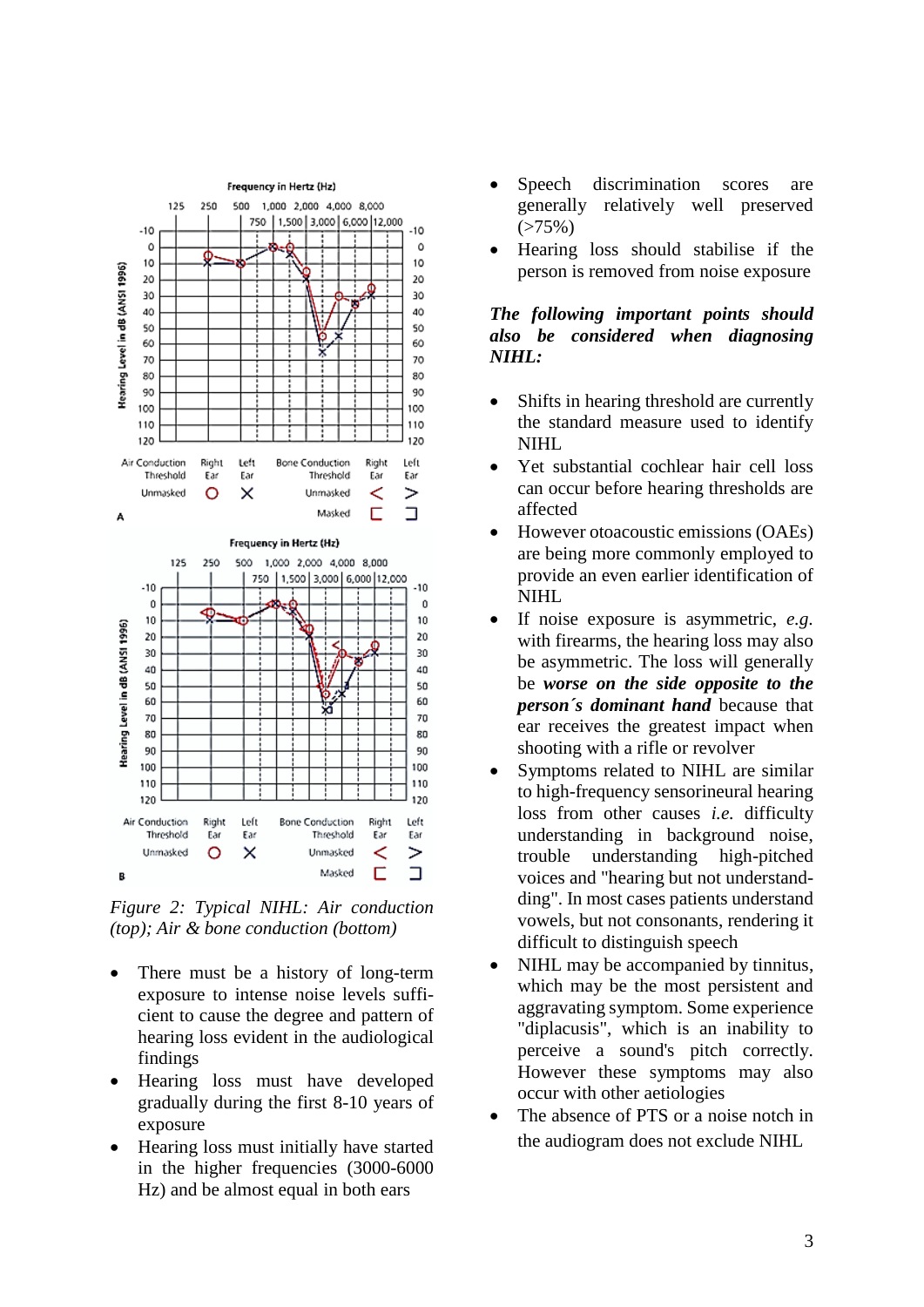Figure 2: *Typical NIHL: Air conduction (top); Air & bone conduction (bottom)*

- There must be a history of long-term exposure to intense noise levels sufficient to cause the degree and pattern of hearing loss evident in the audiological findings
- Hearing loss must have developed gradually during the first 8-10 years of exposure
- Hearing loss must initially have started in the higher frequencies (3000-6000 Hz) and be almost equal in both ears
- Speech discrimination scores are generally relatively well preserved (>75%)
- Hearing loss should stabilise if the person is removed from noise exposure

***The following important points should also be considered when diagnosing NIHL:***

- Shifts in hearing threshold are currently the standard measure used to identify NIHL
- Yet substantial cochlear hair cell loss can occur before hearing thresholds are affected
- However otoacoustic emissions (OAEs) are being more commonly employed to provide an even earlier identification of NIHL
- If noise exposure is asymmetric, *e.g.* with firearms, the hearing loss may also be asymmetric. The loss will generally be ***worse on the side opposite to the person´s dominant hand*** because that ear receives the greatest impact when shooting with a rifle or revolver
- Symptoms related to NIHL are similar to high-frequency sensorineural hearing loss from other causes *i.e.* difficulty understanding in background noise, trouble understanding high-pitched voices and "hearing but not understanding". In most cases patients understand vowels, but not consonants, rendering it difficult to distinguish speech
- NIHL may be accompanied by tinnitus, which may be the most persistent and aggravating symptom. Some experience "diplacusis", which is an inability to perceive a sound's pitch correctly. However these symptoms may also occur with other aetiologies
- The absence of PTS or a noise notch in the audiogram does not exclude NIHL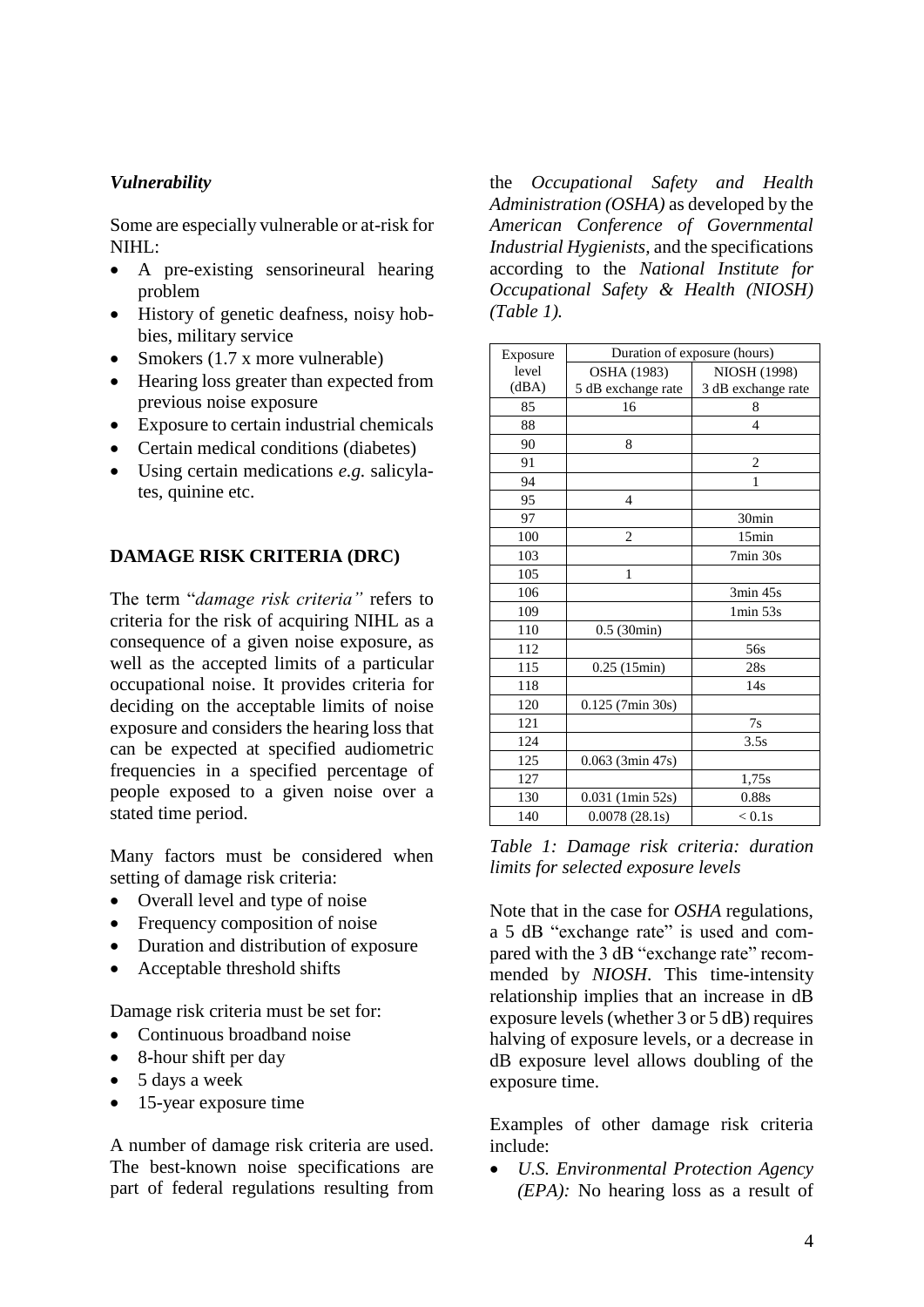### *Vulnerability*

Some are especially vulnerable or at-risk for NIHL:

- A pre-existing sensorineural hearing problem
- History of genetic deafness, noisy hobbies, military service
- Smokers (1.7 x more vulnerable)
- Hearing loss greater than expected from previous noise exposure
- Exposure to certain industrial chemicals
- Certain medical conditions (diabetes)
- Using certain medications *e.g.* salicylates, quinine etc.

## DAMAGE RISK CRITERIA (DRC)

The term "*damage risk criteria"* refers to criteria for the risk of acquiring NIHL as a consequence of a given noise exposure, as well as the accepted limits of a particular occupational noise. It provides criteria for deciding on the acceptable limits of noise exposure and considers the hearing loss that can be expected at specified audiometric frequencies in a specified percentage of people exposed to a given noise over a stated time period.

Many factors must be considered when setting of damage risk criteria:

- Overall level and type of noise
- Frequency composition of noise
- Duration and distribution of exposure
- Acceptable threshold shifts

Damage risk criteria must be set for:

- Continuous broadband noise
- 8-hour shift per day
- 5 days a week
- 15-year exposure time

A number of damage risk criteria are used. The best-known noise specifications are part of federal regulations resulting from the *Occupational Safety and Health Administration (OSHA)* as developed by the *American Conference of Governmental Industrial Hygienists*, and the specifications according to the *National Institute for Occupational Safety & Health (NIOSH) (Table 1).*

| Exposure level (dBA) | Duration of exposure (hours) | |
|---|---|---|
| | OSHA (1983) 5 dB exchange rate | NIOSH (1998) 3 dB exchange rate |
| 85 | 16 | 8 |
| 88 | | 4 |
| 90 | 8 | |
| 91 | | 2 |
| 94 | | 1 |
| 95 | 4 | |
| 97 | | 30min |
| 100 | 2 | 15min |
| 103 | | 7min 30s |
| 105 | 1 | |
| 106 | | 3min 45s |
| 109 | | 1min 53s |
| 110 | 0.5 (30min) | |
| 112 | | 56s |
| 115 | 0.25 (15min) | 28s |
| 118 | | 14s |
| 120 | 0.125 (7min 30s) | |
| 121 | | 7s |
| 124 | | 3.5s |
| 125 | 0.063 (3min 47s) | |
| 127 | | 1,75s |
| 130 | 0.031 (1min 52s) | 0.88s |
| 140 | 0.0078 (28.1s) | < 0.1s |

*Table 1: Damage risk criteria: duration limits for selected exposure levels*

Note that in the case for *OSHA* regulations, a 5 dB "exchange rate" is used and compared with the 3 dB "exchange rate" recommended by *NIOSH*. This time-intensity relationship implies that an increase in dB exposure levels (whether 3 or 5 dB) requires halving of exposure levels, or a decrease in dB exposure level allows doubling of the exposure time.

Examples of other damage risk criteria include:

- *U.S. Environmental Protection Agency (EPA):* No hearing loss as a result of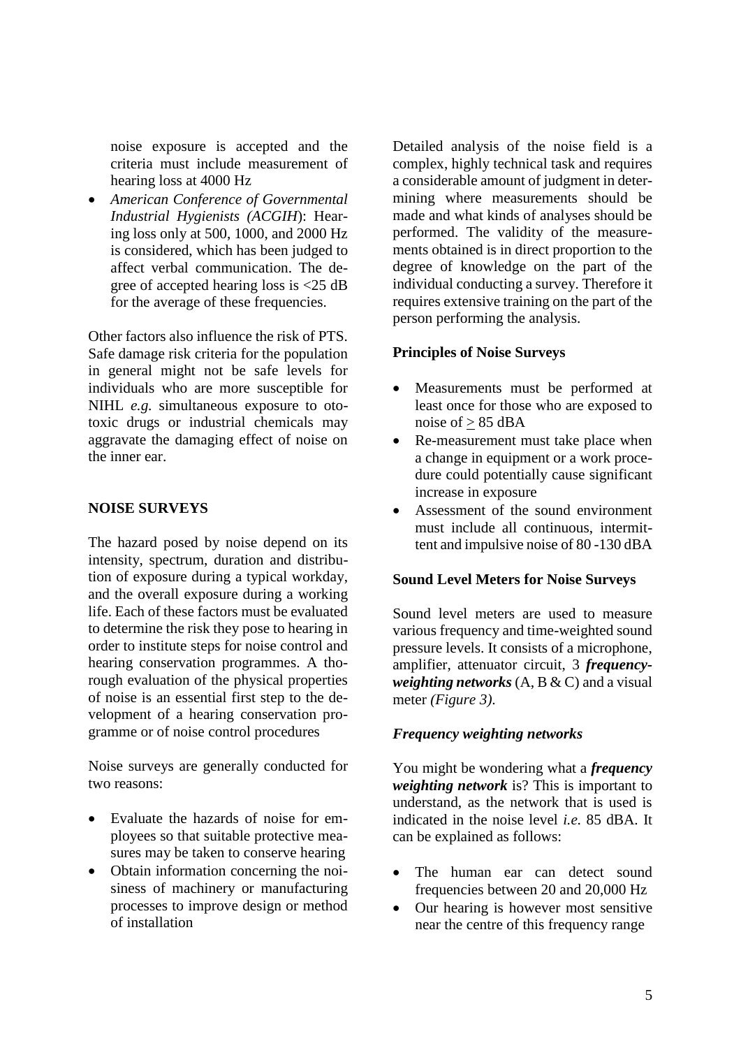noise exposure is accepted and the criteria must include measurement of hearing loss at 4000 Hz

- *American Conference of Governmental Industrial Hygienists (ACGIH*): Hearing loss only at 500, 1000, and 2000 Hz is considered, which has been judged to affect verbal communication. The degree of accepted hearing loss is <25 dB for the average of these frequencies.

Other factors also influence the risk of PTS. Safe damage risk criteria for the population in general might not be safe levels for individuals who are more susceptible for NIHL *e.g.* simultaneous exposure to ototoxic drugs or industrial chemicals may aggravate the damaging effect of noise on the inner ear.

## NOISE SURVEYS

The hazard posed by noise depend on its intensity, spectrum, duration and distribution of exposure during a typical workday, and the overall exposure during a working life. Each of these factors must be evaluated to determine the risk they pose to hearing in order to institute steps for noise control and hearing conservation programmes. A thorough evaluation of the physical properties of noise is an essential first step to the development of a hearing conservation programme or of noise control procedures

Noise surveys are generally conducted for two reasons:

- Evaluate the hazards of noise for employees so that suitable protective measures may be taken to conserve hearing
- Obtain information concerning the noisiness of machinery or manufacturing processes to improve design or method of installation

Detailed analysis of the noise field is a complex, highly technical task and requires a considerable amount of judgment in determining where measurements should be made and what kinds of analyses should be performed. The validity of the measurements obtained is in direct proportion to the degree of knowledge on the part of the individual conducting a survey. Therefore it requires extensive training on the part of the person performing the analysis.

### Principles of Noise Surveys

- Measurements must be performed at least once for those who are exposed to noise of ≥ 85 dBA
- Re-measurement must take place when a change in equipment or a work procedure could potentially cause significant increase in exposure
- Assessment of the sound environment must include all continuous, intermittent and impulsive noise of 80 -130 dBA

### Sound Level Meters for Noise Surveys

Sound level meters are used to measure various frequency and time-weighted sound pressure levels. It consists of a microphone, amplifier, attenuator circuit, 3 ***frequency-weighting networks*** (A, B & C) and a visual meter *(Figure 3)*.

#### *Frequency weighting networks*

You might be wondering what a ***frequency weighting network*** is? This is important to understand, as the network that is used is indicated in the noise level *i.e.* 85 dBA. It can be explained as follows:

- The human ear can detect sound frequencies between 20 and 20,000 Hz
- Our hearing is however most sensitive near the centre of this frequency range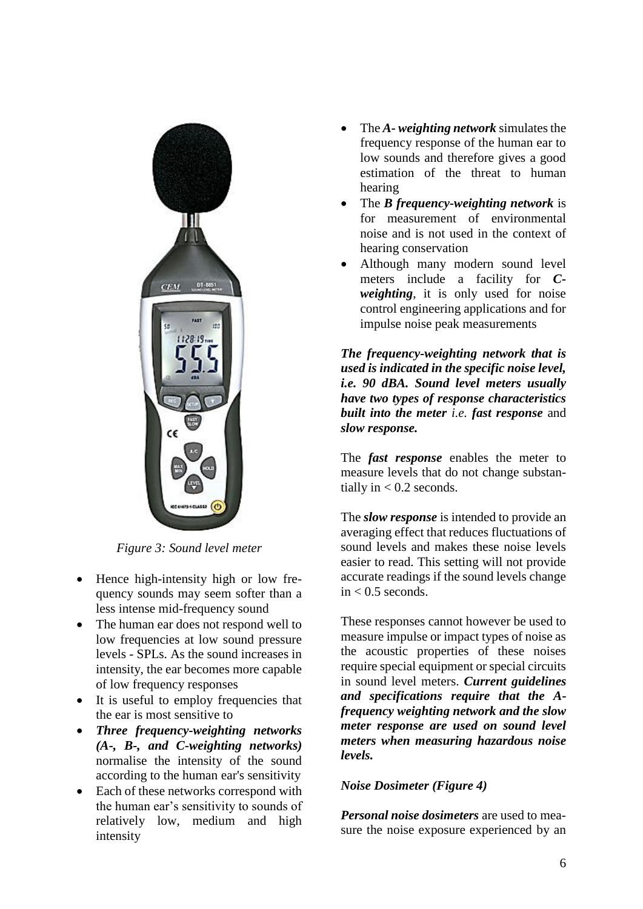*Figure 3: Sound level meter*

- Hence high-intensity high or low frequency sounds may seem softer than a less intense mid-frequency sound
- The human ear does not respond well to low frequencies at low sound pressure levels - SPLs. As the sound increases in intensity, the ear becomes more capable of low frequency responses
- It is useful to employ frequencies that the ear is most sensitive to
- ***Three frequency-weighting networks (A-, B-, and C-weighting networks)*** normalise the intensity of the sound according to the human ear's sensitivity
- Each of these networks correspond with the human ear's sensitivity to sounds of relatively low, medium and high intensity
- The ***A- weighting network*** simulates the frequency response of the human ear to low sounds and therefore gives a good estimation of the threat to human hearing
- The ***B frequency-weighting network*** is for measurement of environmental noise and is not used in the context of hearing conservation
- Although many modern sound level meters include a facility for ***C-weighting***, it is only used for noise control engineering applications and for impulse noise peak measurements

***The frequency-weighting network that is used is indicated in the specific noise level, i.e. 90 dBA. Sound level meters usually have two types of response characteristics built into the meter*** *i.e.* ***fast response*** and ***slow response.***

The ***fast response*** enables the meter to measure levels that do not change substantially in < 0.2 seconds.

The ***slow response*** is intended to provide an averaging effect that reduces fluctuations of sound levels and makes these noise levels easier to read. This setting will not provide accurate readings if the sound levels change in < 0.5 seconds.

These responses cannot however be used to measure impulse or impact types of noise as the acoustic properties of these noises require special equipment or special circuits in sound level meters. ***Current guidelines and specifications require that the A-frequency weighting network and the slow meter response are used on sound level meters when measuring hazardous noise levels.***

***Noise Dosimeter (Figure 4)***

***Personal noise dosimeters*** are used to measure the noise exposure experienced by an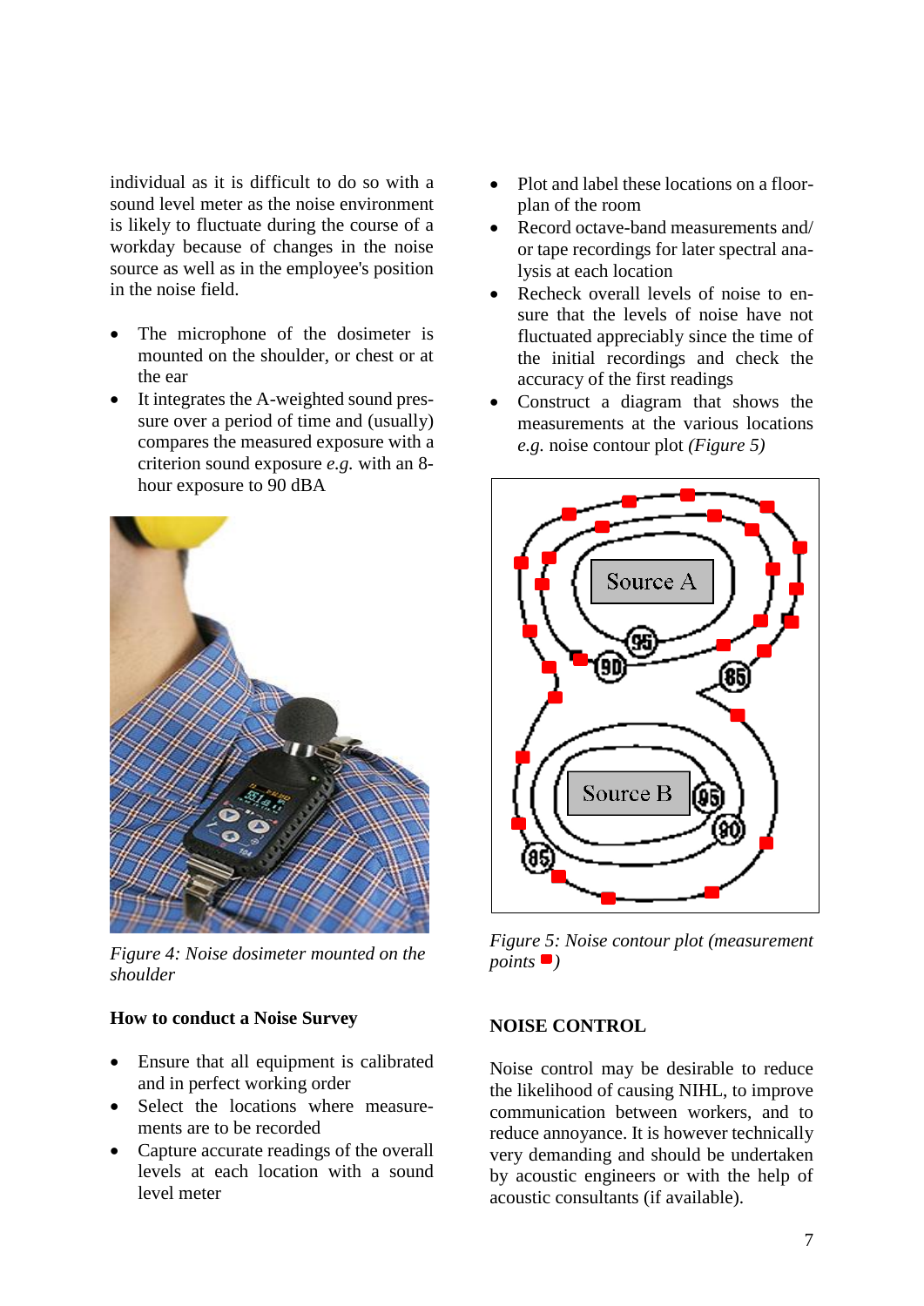individual as it is difficult to do so with a sound level meter as the noise environment is likely to fluctuate during the course of a workday because of changes in the noise source as well as in the employee's position in the noise field.

- The microphone of the dosimeter is mounted on the shoulder, or chest or at the ear
- It integrates the A-weighted sound pressure over a period of time and (usually) compares the measured exposure with a criterion sound exposure *e.g.* with an 8-hour exposure to 90 dBA

*Figure 4: Noise dosimeter mounted on the shoulder*

**How to conduct a Noise Survey**

- Ensure that all equipment is calibrated and in perfect working order
- Select the locations where measurements are to be recorded
- Capture accurate readings of the overall levels at each location with a sound level meter
- Plot and label these locations on a floor-plan of the room
- Record octave-band measurements and/or tape recordings for later spectral analysis at each location
- Recheck overall levels of noise to ensure that the levels of noise have not fluctuated appreciably since the time of the initial recordings and check the accuracy of the first readings
- Construct a diagram that shows the measurements at the various locations *e.g.* noise contour plot *(Figure 5)*

*Figure 5: Noise contour plot (measurement points ■)*

**NOISE CONTROL**

Noise control may be desirable to reduce the likelihood of causing NIHL, to improve communication between workers, and to reduce annoyance. It is however technically very demanding and should be undertaken by acoustic engineers or with the help of acoustic consultants (if available).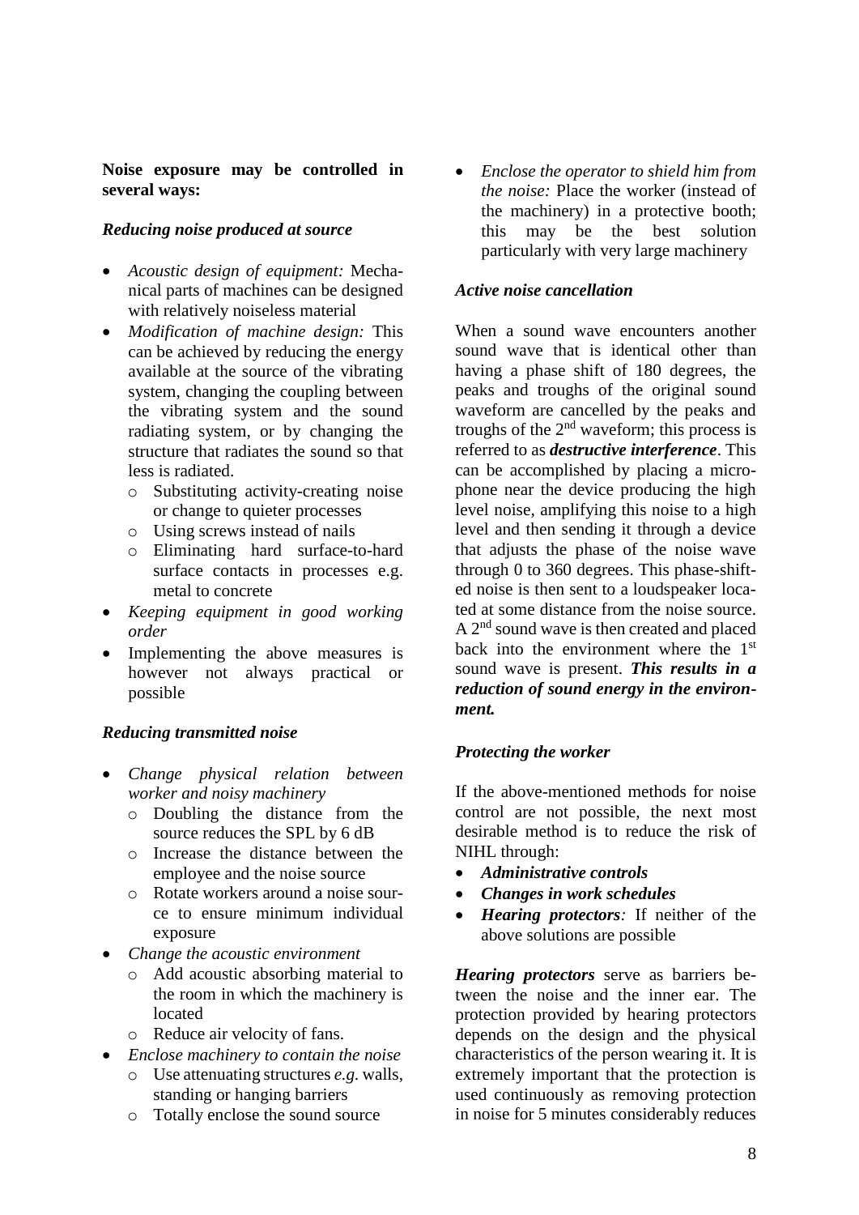**Noise exposure may be controlled in several ways:**

***Reducing noise produced at source***

- *Acoustic design of equipment:* Mechanical parts of machines can be designed with relatively noiseless material
- *Modification of machine design:* This can be achieved by reducing the energy available at the source of the vibrating system, changing the coupling between the vibrating system and the sound radiating system, or by changing the structure that radiates the sound so that less is radiated.
  - Substituting activity-creating noise or change to quieter processes
  - Using screws instead of nails
  - Eliminating hard surface-to-hard surface contacts in processes e.g. metal to concrete
- *Keeping equipment in good working order*
- Implementing the above measures is however not always practical or possible

***Reducing transmitted noise***

- *Change physical relation between worker and noisy machinery*
  - Doubling the distance from the source reduces the SPL by 6 dB
  - Increase the distance between the employee and the noise source
  - Rotate workers around a noise source to ensure minimum individual exposure
- *Change the acoustic environment*
  - Add acoustic absorbing material to the room in which the machinery is located
  - Reduce air velocity of fans.
- *Enclose machinery to contain the noise*
  - Use attenuating structures *e.g.* walls, standing or hanging barriers
  - Totally enclose the sound source
- *Enclose the operator to shield him from the noise:* Place the worker (instead of the machinery) in a protective booth; this may be the best solution particularly with very large machinery

***Active noise cancellation***

When a sound wave encounters another sound wave that is identical other than having a phase shift of 180 degrees, the peaks and troughs of the original sound waveform are cancelled by the peaks and troughs of the 2nd waveform; this process is referred to as ***destructive interference***. This can be accomplished by placing a microphone near the device producing the high level noise, amplifying this noise to a high level and then sending it through a device that adjusts the phase of the noise wave through 0 to 360 degrees. This phase-shifted noise is then sent to a loudspeaker located at some distance from the noise source. A 2nd sound wave is then created and placed back into the environment where the 1st sound wave is present. ***This results in a reduction of sound energy in the environment.***

***Protecting the worker***

If the above-mentioned methods for noise control are not possible, the next most desirable method is to reduce the risk of NIHL through:

- ***Administrative controls***
- ***Changes in work schedules***
- ***Hearing protectors****:* If neither of the above solutions are possible

***Hearing protectors*** serve as barriers between the noise and the inner ear. The protection provided by hearing protectors depends on the design and the physical characteristics of the person wearing it. It is extremely important that the protection is used continuously as removing protection in noise for 5 minutes considerably reduces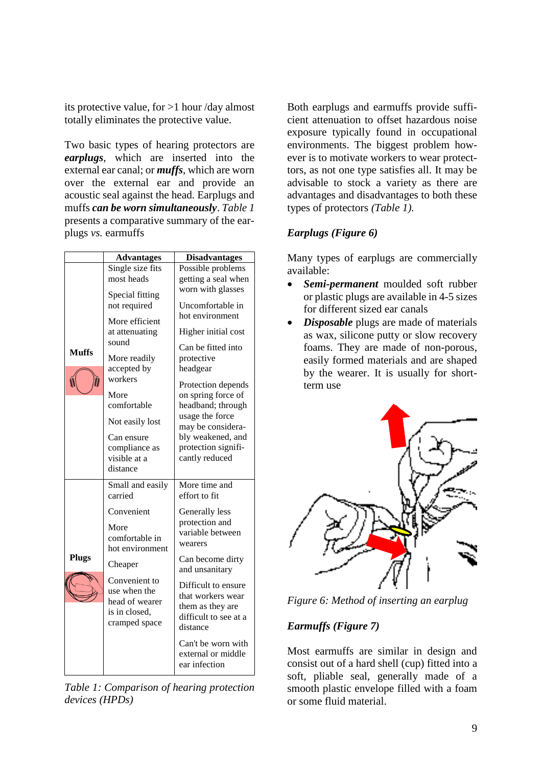its protective value, for >1 hour /day almost totally eliminates the protective value.

Two basic types of hearing protectors are ***earplugs***, which are inserted into the external ear canal; or ***muffs***, which are worn over the external ear and provide an acoustic seal against the head. Earplugs and muffs ***can be worn simultaneously***. *Table 1* presents a comparative summary of the earplugs *vs.* earmuffs

| | Advantages | Disadvantages |
|---|---|---|
| **Muffs** | Single size fits most heads<br>Special fitting not required<br>More efficient at attenuating sound<br>More readily accepted by workers<br>More comfortable<br>Not easily lost<br>Can ensure compliance as visible at a distance | Possible problems getting a seal when worn with glasses<br>Uncomfortable in hot environment<br>Higher initial cost<br>Can be fitted into protective headgear<br>Protection depends on spring force of headband; through usage the force may be considerably weakened, and protection significantly reduced |
| **Plugs** | Small and easily carried<br>Convenient<br>More comfortable in hot environment<br>Cheaper<br>Convenient to use when the head of wearer is in closed, cramped space | More time and effort to fit<br>Generally less protection and variable between wearers<br>Can become dirty and unsanitary<br>Difficult to ensure that workers wear them as they are difficult to see at a distance<br>Can't be worn with external or middle ear infection |

*Table 1: Comparison of hearing protection devices (HPDs)*

Both earplugs and earmuffs provide sufficient attenuation to offset hazardous noise exposure typically found in occupational environments. The biggest problem however is to motivate workers to wear protectors, as not one type satisfies all. It may be advisable to stock a variety as there are advantages and disadvantages to both these types of protectors *(Table 1).*

### *Earplugs (Figure 6)*

Many types of earplugs are commercially available:

- ***Semi-permanent*** moulded soft rubber or plastic plugs are available in 4-5 sizes for different sized ear canals
- ***Disposable*** plugs are made of materials as wax, silicone putty or slow recovery foams. They are made of non-porous, easily formed materials and are shaped by the wearer. It is usually for short-term use

*Figure 6: Method of inserting an earplug*

### *Earmuffs (Figure 7)*

Most earmuffs are similar in design and consist out of a hard shell (cup) fitted into a soft, pliable seal, generally made of a smooth plastic envelope filled with a foam or some fluid material.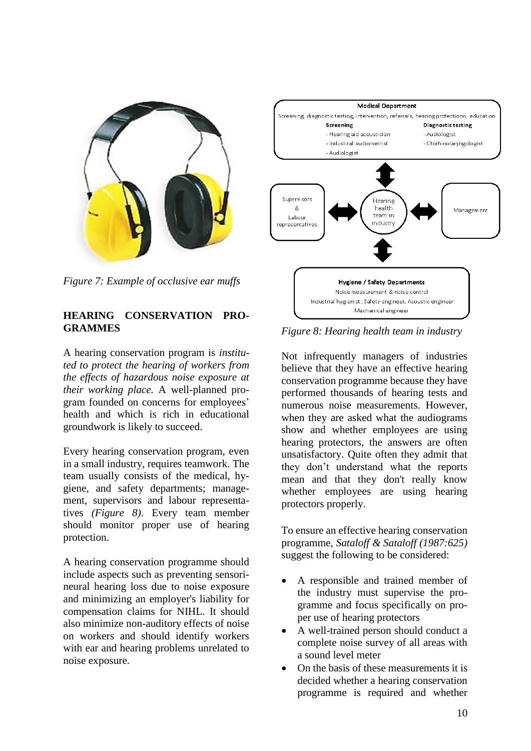*Figure 7: Example of occlusive ear muffs*

## HEARING CONSERVATION PROGRAMMES

A hearing conservation program is *instituted to protect the hearing of workers from the effects of hazardous noise exposure at their working place.* A well-planned program founded on concerns for employees' health and which is rich in educational groundwork is likely to succeed.

Every hearing conservation program, even in a small industry, requires teamwork. The team usually consists of the medical, hygiene, and safety departments; management, supervisors and labour representatives *(Figure 8)*. Every team member should monitor proper use of hearing protection.

A hearing conservation programme should include aspects such as preventing sensorineural hearing loss due to noise exposure and minimizing an employer's liability for compensation claims for NIHL. It should also minimize non-auditory effects of noise on workers and should identify workers with ear and hearing problems unrelated to noise exposure.

*Figure 8: Hearing health team in industry*

Not infrequently managers of industries believe that they have an effective hearing conservation programme because they have performed thousands of hearing tests and numerous noise measurements. However, when they are asked what the audiograms show and whether employees are using hearing protectors, the answers are often unsatisfactory. Quite often they admit that they don't understand what the reports mean and that they don't really know whether employees are using hearing protectors properly.

To ensure an effective hearing conservation programme, *Sataloff & Sataloff (1987:625)* suggest the following to be considered:

- A responsible and trained member of the industry must supervise the programme and focus specifically on proper use of hearing protectors
- A well-trained person should conduct a complete noise survey of all areas with a sound level meter
- On the basis of these measurements it is decided whether a hearing conservation programme is required and whether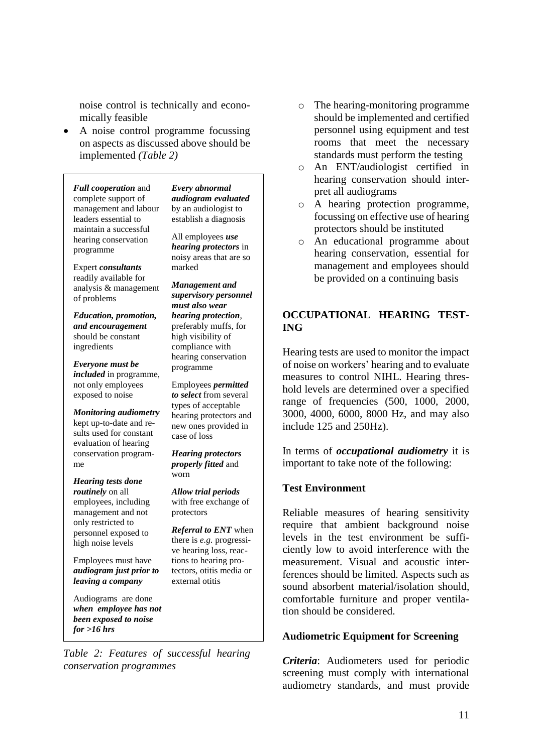noise control is technically and economically feasible

- A noise control programme focussing on aspects as discussed above should be implemented *(Table 2)*

| | |
|---|---|
| ***Full cooperation*** and complete support of management and labour leaders essential to maintain a successful hearing conservation programme | ***Every abnormal audiogram evaluated*** by an audiologist to establish a diagnosis |
| Expert ***consultants*** readily available for analysis & management of problems | All employees ***use hearing protectors*** in noisy areas that are so marked |
| ***Education, promotion, and encouragement*** should be constant ingredients | ***Management and supervisory personnel must also wear hearing protection***, preferably muffs, for high visibility of compliance with hearing conservation programme |
| ***Everyone must be included*** in programme, not only employees exposed to noise | Employees ***permitted to select*** from several types of acceptable hearing protectors and new ones provided in case of loss |
| ***Monitoring audiometry*** kept up-to-date and results used for constant evaluation of hearing conservation programme | ***Hearing protectors properly fitted*** and worn |
| ***Hearing tests done routinely*** on all employees, including management and not only restricted to personnel exposed to high noise levels | ***Allow trial periods*** with free exchange of protectors |
| Employees must have ***audiogram just prior to leaving a company*** | ***Referral to ENT*** when there is *e.g.* progressive hearing loss, reactions to hearing protectors, otitis media or external otitis |
| Audiograms are done ***when employee has not been exposed to noise for >16 hrs*** | |

*Table 2: Features of successful hearing conservation programmes*

- The hearing-monitoring programme should be implemented and certified personnel using equipment and test rooms that meet the necessary standards must perform the testing
- An ENT/audiologist certified in hearing conservation should interpret all audiograms
- A hearing protection programme, focussing on effective use of hearing protectors should be instituted
- An educational programme about hearing conservation, essential for management and employees should be provided on a continuing basis

## OCCUPATIONAL HEARING TESTING

Hearing tests are used to monitor the impact of noise on workers' hearing and to evaluate measures to control NIHL. Hearing threshold levels are determined over a specified range of frequencies (500, 1000, 2000, 3000, 4000, 6000, 8000 Hz, and may also include 125 and 250Hz).

In terms of ***occupational audiometry*** it is important to take note of the following:

### Test Environment

Reliable measures of hearing sensitivity require that ambient background noise levels in the test environment be sufficiently low to avoid interference with the measurement. Visual and acoustic interferences should be limited. Aspects such as sound absorbent material/isolation should, comfortable furniture and proper ventilation should be considered.

### Audiometric Equipment for Screening

***Criteria***: Audiometers used for periodic screening must comply with international audiometry standards, and must provide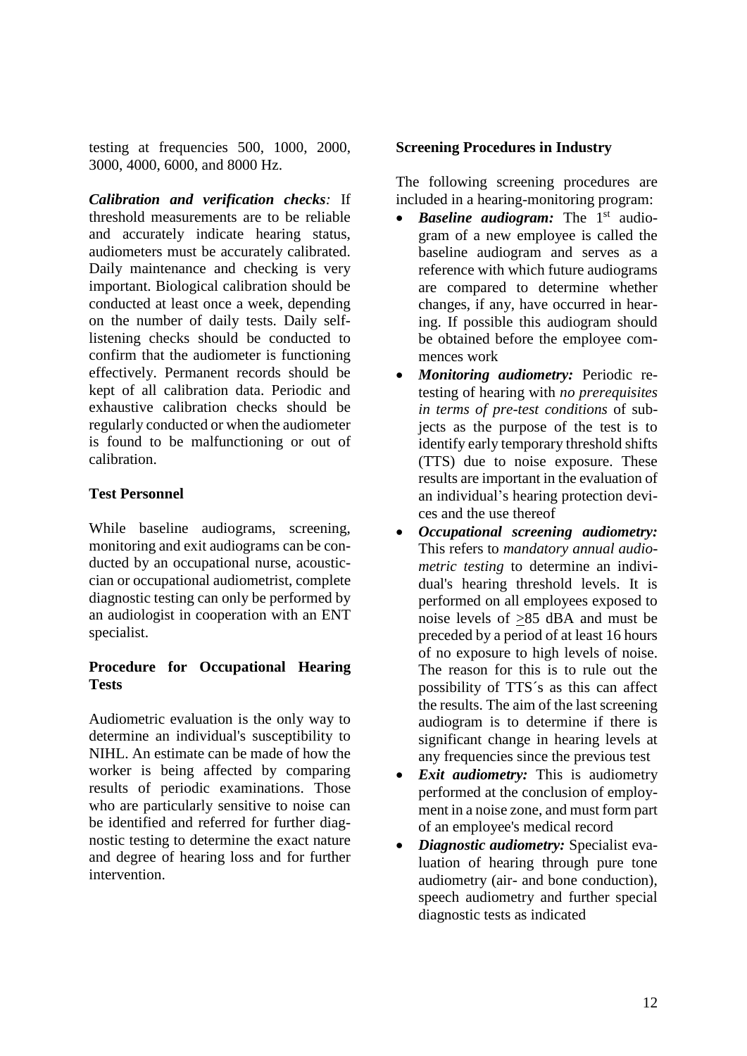testing at frequencies 500, 1000, 2000, 3000, 4000, 6000, and 8000 Hz.

***Calibration and verification checks:*** If threshold measurements are to be reliable and accurately indicate hearing status, audiometers must be accurately calibrated. Daily maintenance and checking is very important. Biological calibration should be conducted at least once a week, depending on the number of daily tests. Daily self-listening checks should be conducted to confirm that the audiometer is functioning effectively. Permanent records should be kept of all calibration data. Periodic and exhaustive calibration checks should be regularly conducted or when the audiometer is found to be malfunctioning or out of calibration.

**Test Personnel**

While baseline audiograms, screening, monitoring and exit audiograms can be conducted by an occupational nurse, acoustic-cian or occupational audiometrist, complete diagnostic testing can only be performed by an audiologist in cooperation with an ENT specialist.

**Procedure for Occupational Hearing Tests**

Audiometric evaluation is the only way to determine an individual's susceptibility to NIHL. An estimate can be made of how the worker is being affected by comparing results of periodic examinations. Those who are particularly sensitive to noise can be identified and referred for further diagnostic testing to determine the exact nature and degree of hearing loss and for further intervention.

**Screening Procedures in Industry**

The following screening procedures are included in a hearing-monitoring program:

- ***Baseline audiogram:*** The 1st audiogram of a new employee is called the baseline audiogram and serves as a reference with which future audiograms are compared to determine whether changes, if any, have occurred in hearing. If possible this audiogram should be obtained before the employee commences work
- ***Monitoring audiometry:*** Periodic retesting of hearing with *no prerequisites in terms of pre-test conditions* of subjects as the purpose of the test is to identify early temporary threshold shifts (TTS) due to noise exposure. These results are important in the evaluation of an individual's hearing protection devices and the use thereof
- ***Occupational screening audiometry:*** This refers to *mandatory annual audiometric testing* to determine an individual's hearing threshold levels. It is performed on all employees exposed to noise levels of $\geq$85 dBA and must be preceded by a period of at least 16 hours of no exposure to high levels of noise. The reason for this is to rule out the possibility of TTS´s as this can affect the results. The aim of the last screening audiogram is to determine if there is significant change in hearing levels at any frequencies since the previous test
- ***Exit audiometry:*** This is audiometry performed at the conclusion of employment in a noise zone, and must form part of an employee's medical record
- ***Diagnostic audiometry:*** Specialist evaluation of hearing through pure tone audiometry (air- and bone conduction), speech audiometry and further special diagnostic tests as indicated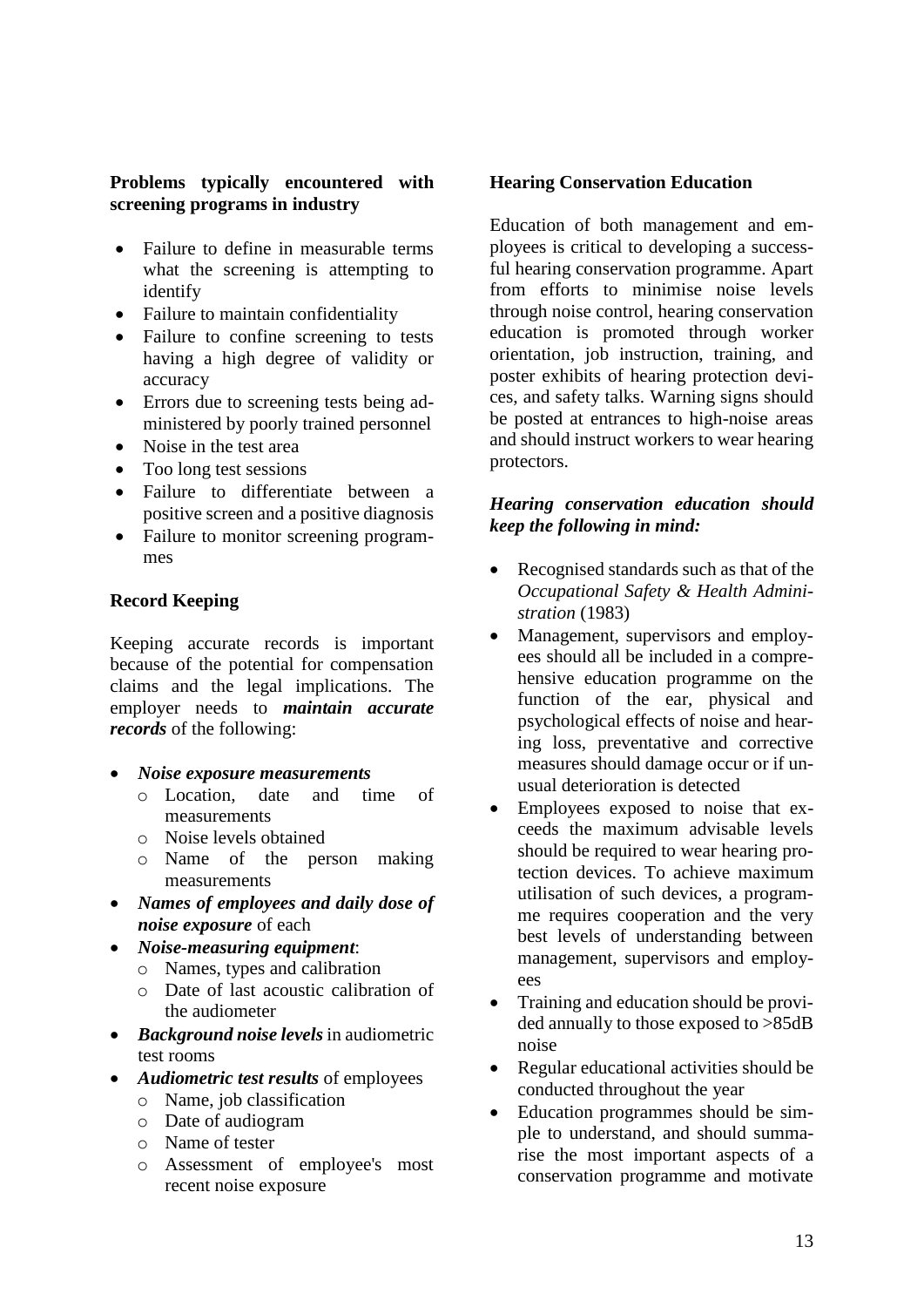**Problems typically encountered with screening programs in industry**

- Failure to define in measurable terms what the screening is attempting to identify
- Failure to maintain confidentiality
- Failure to confine screening to tests having a high degree of validity or accuracy
- Errors due to screening tests being administered by poorly trained personnel
- Noise in the test area
- Too long test sessions
- Failure to differentiate between a positive screen and a positive diagnosis
- Failure to monitor screening programmes

**Record Keeping**

Keeping accurate records is important because of the potential for compensation claims and the legal implications. The employer needs to ***maintain accurate records*** of the following:

- ***Noise exposure measurements***
  - Location, date and time of measurements
  - Noise levels obtained
  - Name of the person making measurements
- ***Names of employees and daily dose of noise exposure*** of each
- ***Noise-measuring equipment***:
  - Names, types and calibration
  - Date of last acoustic calibration of the audiometer
- ***Background noise levels*** in audiometric test rooms
- ***Audiometric test results*** of employees
  - Name, job classification
  - Date of audiogram
  - Name of tester
  - Assessment of employee's most recent noise exposure

**Hearing Conservation Education**

Education of both management and employees is critical to developing a successful hearing conservation programme. Apart from efforts to minimise noise levels through noise control, hearing conservation education is promoted through worker orientation, job instruction, training, and poster exhibits of hearing protection devices, and safety talks. Warning signs should be posted at entrances to high-noise areas and should instruct workers to wear hearing protectors.

***Hearing conservation education should keep the following in mind:***

- Recognised standards such as that of the *Occupational Safety & Health Administration* (1983)
- Management, supervisors and employees should all be included in a comprehensive education programme on the function of the ear, physical and psychological effects of noise and hearing loss, preventative and corrective measures should damage occur or if unusual deterioration is detected
- Employees exposed to noise that exceeds the maximum advisable levels should be required to wear hearing protection devices. To achieve maximum utilisation of such devices, a programme requires cooperation and the very best levels of understanding between management, supervisors and employees
- Training and education should be provided annually to those exposed to >85dB noise
- Regular educational activities should be conducted throughout the year
- Education programmes should be simple to understand, and should summarise the most important aspects of a conservation programme and motivate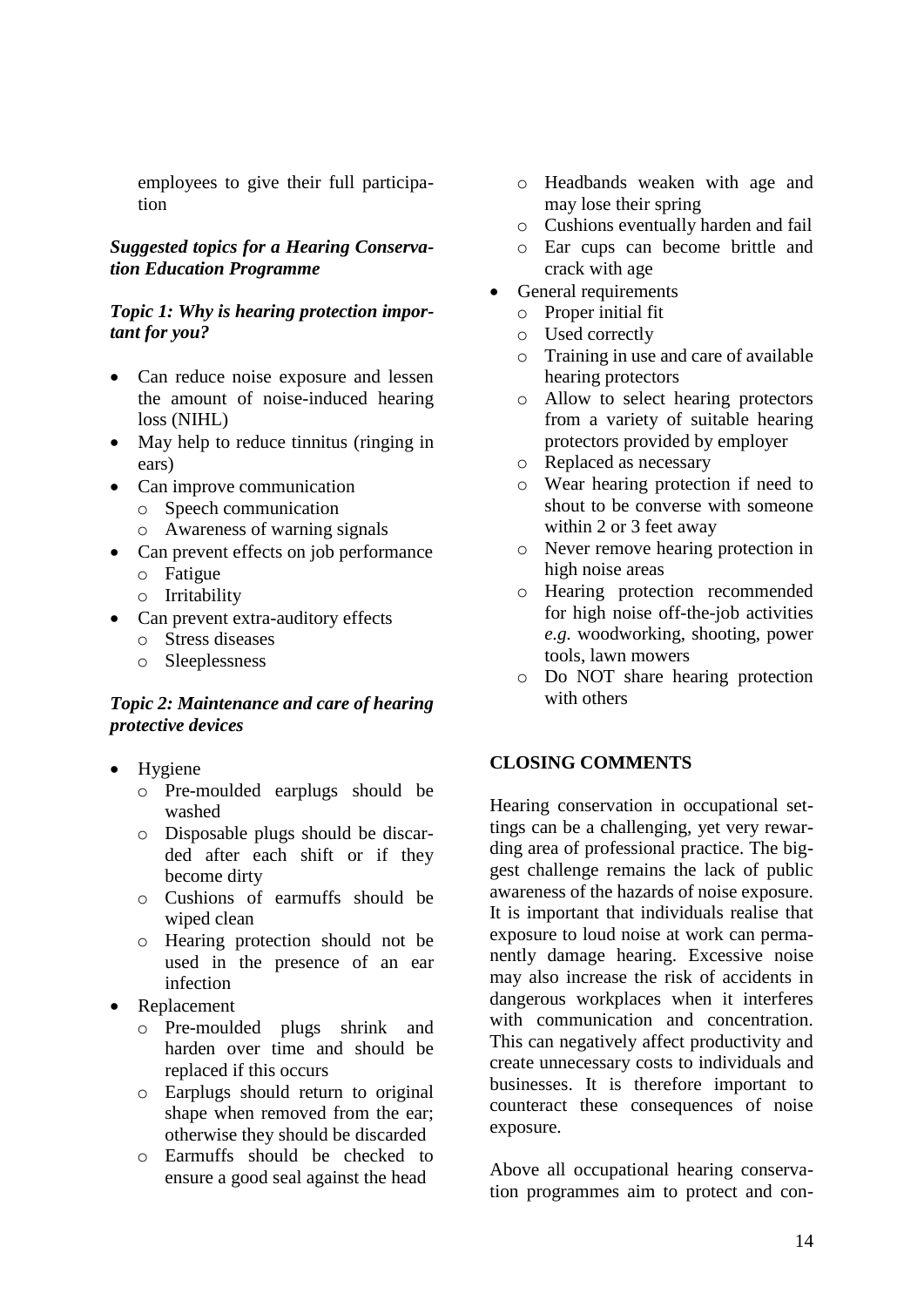employees to give their full participation

***Suggested topics for a Hearing Conservation Education Programme***

***Topic 1: Why is hearing protection important for you?***

- Can reduce noise exposure and lessen the amount of noise-induced hearing loss (NIHL)
- May help to reduce tinnitus (ringing in ears)
- Can improve communication
  - Speech communication
  - Awareness of warning signals
- Can prevent effects on job performance
  - Fatigue
  - Irritability
- Can prevent extra-auditory effects
  - Stress diseases
  - Sleeplessness

***Topic 2: Maintenance and care of hearing protective devices***

- Hygiene
  - Pre-moulded earplugs should be washed
  - Disposable plugs should be discarded after each shift or if they become dirty
  - Cushions of earmuffs should be wiped clean
  - Hearing protection should not be used in the presence of an ear infection
- Replacement
  - Pre-moulded plugs shrink and harden over time and should be replaced if this occurs
  - Earplugs should return to original shape when removed from the ear; otherwise they should be discarded
  - Earmuffs should be checked to ensure a good seal against the head
  - Headbands weaken with age and may lose their spring
  - Cushions eventually harden and fail
  - Ear cups can become brittle and crack with age
- General requirements
  - Proper initial fit
  - Used correctly
  - Training in use and care of available hearing protectors
  - Allow to select hearing protectors from a variety of suitable hearing protectors provided by employer
  - Replaced as necessary
  - Wear hearing protection if need to shout to be converse with someone within 2 or 3 feet away
  - Never remove hearing protection in high noise areas
  - Hearing protection recommended for high noise off-the-job activities *e.g.* woodworking, shooting, power tools, lawn mowers
  - Do NOT share hearing protection with others

## CLOSING COMMENTS

Hearing conservation in occupational settings can be a challenging, yet very rewarding area of professional practice. The biggest challenge remains the lack of public awareness of the hazards of noise exposure. It is important that individuals realise that exposure to loud noise at work can permanently damage hearing. Excessive noise may also increase the risk of accidents in dangerous workplaces when it interferes with communication and concentration. This can negatively affect productivity and create unnecessary costs to individuals and businesses. It is therefore important to counteract these consequences of noise exposure.

Above all occupational hearing conservation programmes aim to protect and con-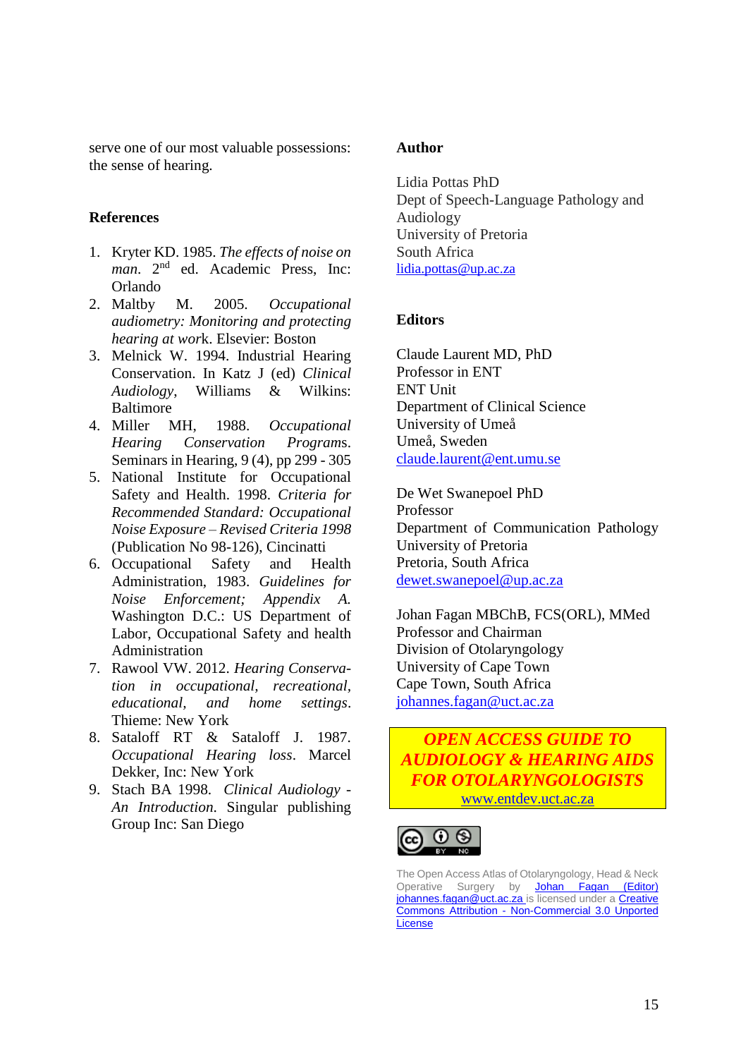serve one of our most valuable possessions: the sense of hearing.

## References

1. Kryter KD. 1985. *The effects of noise on man*. 2nd ed. Academic Press, Inc: Orlando
2. Maltby M. 2005. *Occupational audiometry: Monitoring and protecting hearing at work*. Elsevier: Boston
3. Melnick W. 1994. Industrial Hearing Conservation. In Katz J (ed) *Clinical Audiology*, Williams & Wilkins: Baltimore
4. Miller MH, 1988. *Occupational Hearing Conservation Programs*. Seminars in Hearing, 9 (4), pp 299 - 305
5. National Institute for Occupational Safety and Health. 1998. *Criteria for Recommended Standard: Occupational Noise Exposure – Revised Criteria 1998* (Publication No 98-126), Cincinatti
6. Occupational Safety and Health Administration, 1983. *Guidelines for Noise Enforcement; Appendix A.* Washington D.C.: US Department of Labor, Occupational Safety and health Administration
7. Rawool VW. 2012. *Hearing Conservation in occupational, recreational, educational, and home settings*. Thieme: New York
8. Sataloff RT & Sataloff J. 1987. *Occupational Hearing loss*. Marcel Dekker, Inc: New York
9. Stach BA 1998. *Clinical Audiology - An Introduction*. Singular publishing Group Inc: San Diego

## Author

Lidia Pottas PhD
Dept of Speech-Language Pathology and Audiology
University of Pretoria
South Africa
lidia.pottas@up.ac.za

## Editors

Claude Laurent MD, PhD
Professor in ENT
ENT Unit
Department of Clinical Science
University of Umeå
Umeå, Sweden
claude.laurent@ent.umu.se

De Wet Swanepoel PhD
Professor
Department of Communication Pathology
University of Pretoria
Pretoria, South Africa
dewet.swanepoel@up.ac.za

Johan Fagan MBChB, FCS(ORL), MMed
Professor and Chairman
Division of Otolaryngology
University of Cape Town
Cape Town, South Africa
johannes.fagan@uct.ac.za

**OPEN ACCESS GUIDE TO AUDIOLOGY & HEARING AIDS FOR OTOLARYNGOLOGISTS**
www.entdev.uct.ac.za

The Open Access Atlas of Otolaryngology, Head & Neck Operative Surgery by Johan Fagan (Editor) johannes.fagan@uct.ac.za is licensed under a Creative Commons Attribution - Non-Commercial 3.0 Unported License